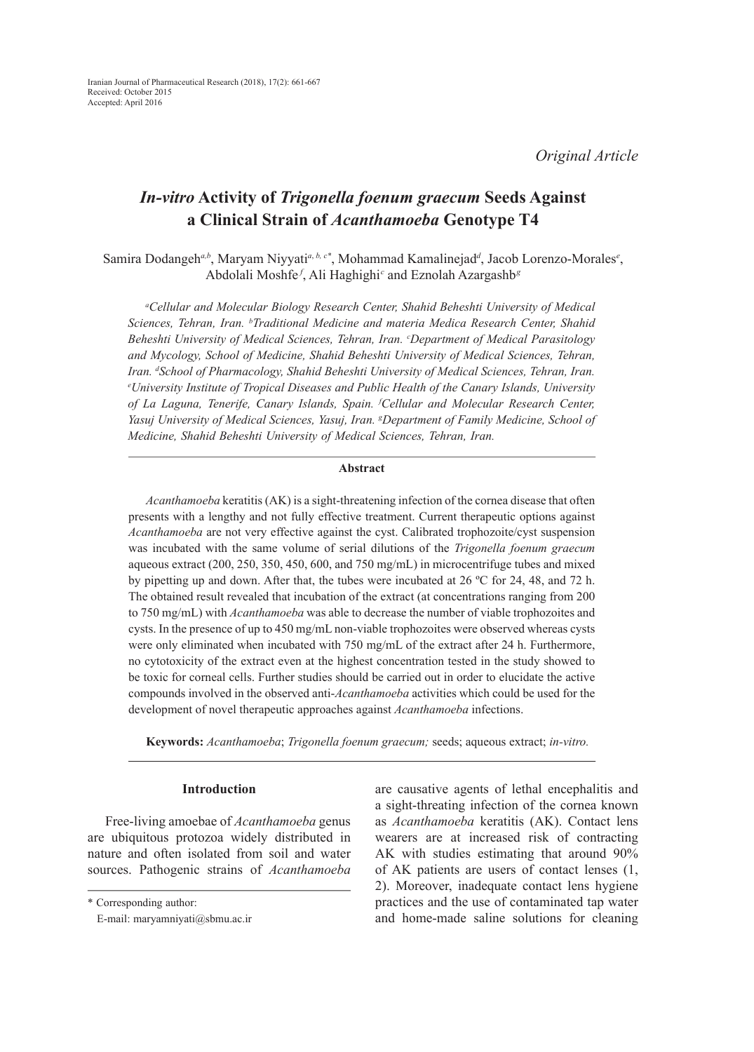Iranian Journal of Pharmaceutical Research (2018), 17(2): 661-667
Received: October 2015
Accepted: April 2016

*Original Article*

# *In-vitro* Activity of *Trigonella foenum graecum* Seeds Against a Clinical Strain of *Acanthamoeba* Genotype T4

Samira Dodangeh[a,b], Maryam Niyyati[a, b, c*], Mohammad Kamalinejad[d], Jacob Lorenzo-Morales[e], Abdolali Moshfe[f], Ali Haghighi[c] and Eznolah Azargashb[g]

*[a]Cellular and Molecular Biology Research Center, Shahid Beheshti University of Medical Sciences, Tehran, Iran. [b]Traditional Medicine and materia Medica Research Center, Shahid Beheshti University of Medical Sciences, Tehran, Iran. [c]Department of Medical Parasitology and Mycology, School of Medicine, Shahid Beheshti University of Medical Sciences, Tehran, Iran. [d]School of Pharmacology, Shahid Beheshti University of Medical Sciences, Tehran, Iran. [e]University Institute of Tropical Diseases and Public Health of the Canary Islands, University of La Laguna, Tenerife, Canary Islands, Spain. [f]Cellular and Molecular Research Center, Yasuj University of Medical Sciences, Yasuj, Iran. [g]Department of Family Medicine, School of Medicine, Shahid Beheshti University of Medical Sciences, Tehran, Iran.*

### Abstract

*Acanthamoeba* keratitis (AK) is a sight-threatening infection of the cornea disease that often presents with a lengthy and not fully effective treatment. Current therapeutic options against *Acanthamoeba* are not very effective against the cyst. Calibrated trophozoite/cyst suspension was incubated with the same volume of serial dilutions of the *Trigonella foenum graecum* aqueous extract (200, 250, 350, 450, 600, and 750 mg/mL) in microcentrifuge tubes and mixed by pipetting up and down. After that, the tubes were incubated at 26 ºC for 24, 48, and 72 h. The obtained result revealed that incubation of the extract (at concentrations ranging from 200 to 750 mg/mL) with *Acanthamoeba* was able to decrease the number of viable trophozoites and cysts. In the presence of up to 450 mg/mL non-viable trophozoites were observed whereas cysts were only eliminated when incubated with 750 mg/mL of the extract after 24 h. Furthermore, no cytotoxicity of the extract even at the highest concentration tested in the study showed to be toxic for corneal cells. Further studies should be carried out in order to elucidate the active compounds involved in the observed anti-*Acanthamoeba* activities which could be used for the development of novel therapeutic approaches against *Acanthamoeba* infections.

**Keywords:** *Acanthamoeba*; *Trigonella foenum graecum;* seeds; aqueous extract; *in-vitro.*

## Introduction

Free-living amoebae of *Acanthamoeba* genus are ubiquitous protozoa widely distributed in nature and often isolated from soil and water sources. Pathogenic strains of *Acanthamoeba* are causative agents of lethal encephalitis and a sight-threating infection of the cornea known as *Acanthamoeba* keratitis (AK). Contact lens wearers are at increased risk of contracting AK with studies estimating that around 90% of AK patients are users of contact lenses (1, 2). Moreover, inadequate contact lens hygiene practices and the use of contaminated tap water and home-made saline solutions for cleaning

\* Corresponding author:
E-mail: maryamniyyati@sbmu.ac.ir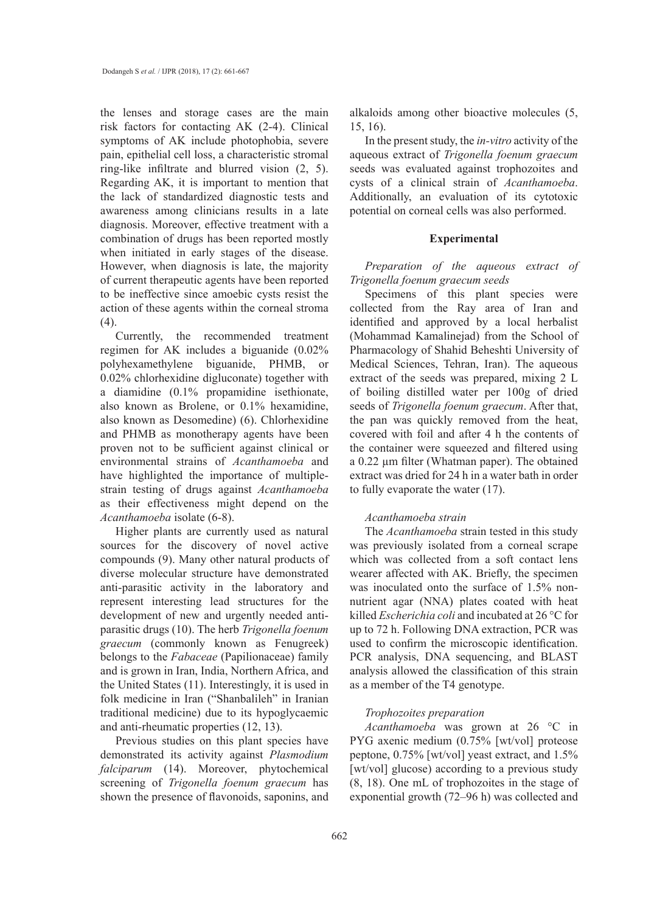the lenses and storage cases are the main risk factors for contacting AK (2-4). Clinical symptoms of AK include photophobia, severe pain, epithelial cell loss, a characteristic stromal ring-like infiltrate and blurred vision (2, 5). Regarding AK, it is important to mention that the lack of standardized diagnostic tests and awareness among clinicians results in a late diagnosis. Moreover, effective treatment with a combination of drugs has been reported mostly when initiated in early stages of the disease. However, when diagnosis is late, the majority of current therapeutic agents have been reported to be ineffective since amoebic cysts resist the action of these agents within the corneal stroma (4).

Currently, the recommended treatment regimen for AK includes a biguanide (0.02% polyhexamethylene biguanide, PHMB, or 0.02% chlorhexidine digluconate) together with a diamidine (0.1% propamidine isethionate, also known as Brolene, or 0.1% hexamidine, also known as Desomedine) (6). Chlorhexidine and PHMB as monotherapy agents have been proven not to be sufficient against clinical or environmental strains of *Acanthamoeba* and have highlighted the importance of multiple-strain testing of drugs against *Acanthamoeba* as their effectiveness might depend on the *Acanthamoeba* isolate (6-8).

Higher plants are currently used as natural sources for the discovery of novel active compounds (9). Many other natural products of diverse molecular structure have demonstrated anti-parasitic activity in the laboratory and represent interesting lead structures for the development of new and urgently needed anti-parasitic drugs (10). The herb *Trigonella foenum graecum* (commonly known as Fenugreek) belongs to the *Fabaceae* (Papilionaceae) family and is grown in Iran, India, Northern Africa, and the United States (11). Interestingly, it is used in folk medicine in Iran ("Shanbalileh" in Iranian traditional medicine) due to its hypoglycaemic and anti-rheumatic properties (12, 13).

Previous studies on this plant species have demonstrated its activity against *Plasmodium falciparum* (14). Moreover, phytochemical screening of *Trigonella foenum graecum* has shown the presence of flavonoids, saponins, and alkaloids among other bioactive molecules (5, 15, 16).

In the present study, the *in-vitro* activity of the aqueous extract of *Trigonella foenum graecum* seeds was evaluated against trophozoites and cysts of a clinical strain of *Acanthamoeba*. Additionally, an evaluation of its cytotoxic potential on corneal cells was also performed.

## Experimental

### *Preparation of the aqueous extract of Trigonella foenum graecum seeds*

Specimens of this plant species were collected from the Ray area of Iran and identified and approved by a local herbalist (Mohammad Kamalinejad) from the School of Pharmacology of Shahid Beheshti University of Medical Sciences, Tehran, Iran). The aqueous extract of the seeds was prepared, mixing 2 L of boiling distilled water per 100g of dried seeds of *Trigonella foenum graecum*. After that, the pan was quickly removed from the heat, covered with foil and after 4 h the contents of the container were squeezed and filtered using a 0.22 µm filter (Whatman paper). The obtained extract was dried for 24 h in a water bath in order to fully evaporate the water (17).

### *Acanthamoeba strain*

The *Acanthamoeba* strain tested in this study was previously isolated from a corneal scrape which was collected from a soft contact lens wearer affected with AK. Briefly, the specimen was inoculated onto the surface of 1.5% non-nutrient agar (NNA) plates coated with heat killed *Escherichia coli* and incubated at 26 °C for up to 72 h. Following DNA extraction, PCR was used to confirm the microscopic identification. PCR analysis, DNA sequencing, and BLAST analysis allowed the classification of this strain as a member of the T4 genotype.

### *Trophozoites preparation*

*Acanthamoeba* was grown at 26 °C in PYG axenic medium (0.75% [wt/vol] proteose peptone, 0.75% [wt/vol] yeast extract, and 1.5% [wt/vol] glucose) according to a previous study (8, 18). One mL of trophozoites in the stage of exponential growth (72–96 h) was collected and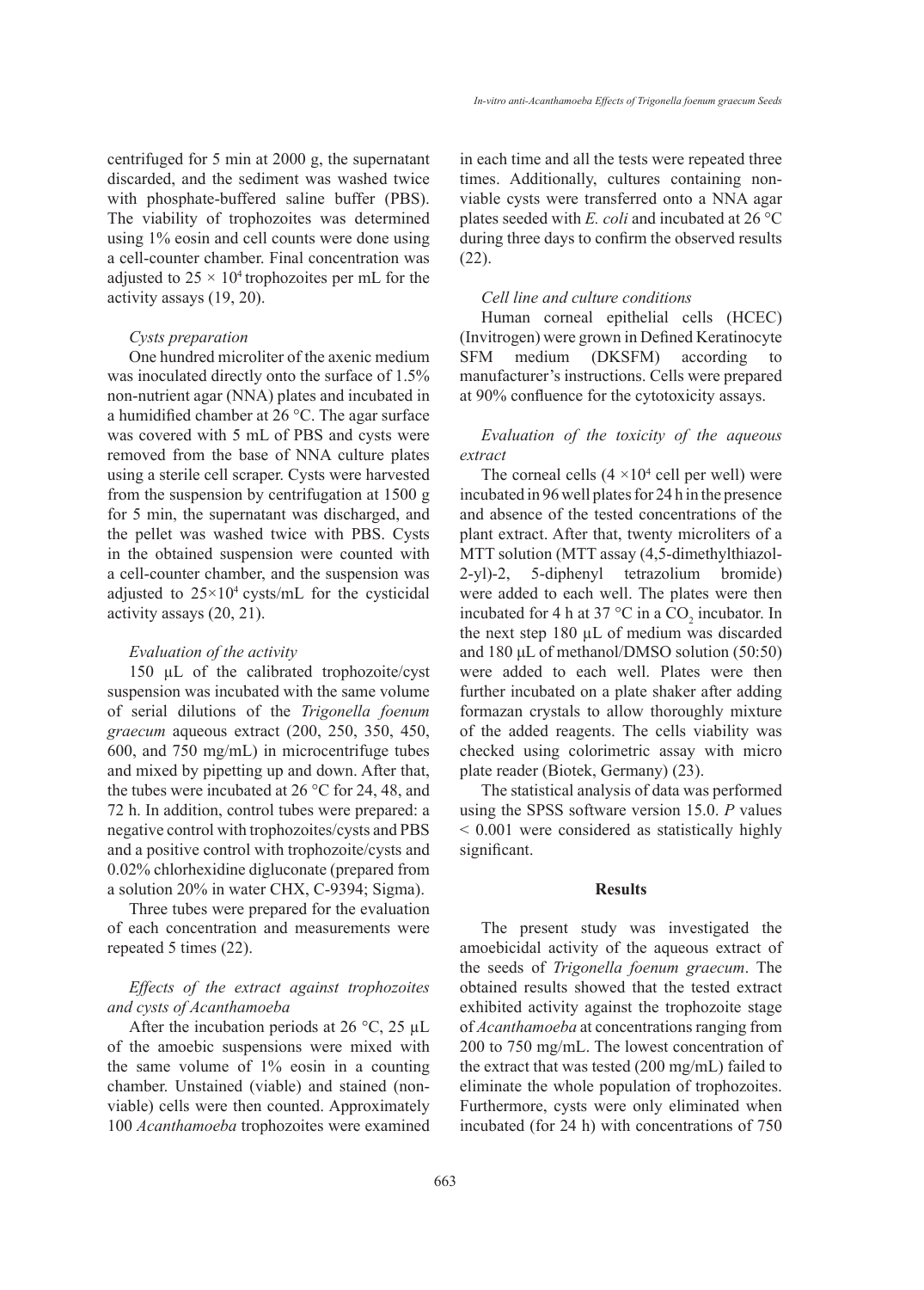centrifuged for 5 min at 2000 g, the supernatant discarded, and the sediment was washed twice with phosphate-buffered saline buffer (PBS). The viability of trophozoites was determined using 1% eosin and cell counts were done using a cell-counter chamber. Final concentration was adjusted to $25 \times 10^4$ trophozoites per mL for the activity assays (19, 20).

*Cysts preparation*

One hundred microliter of the axenic medium was inoculated directly onto the surface of 1.5% non-nutrient agar (NNA) plates and incubated in a humidified chamber at 26 °C. The agar surface was covered with 5 mL of PBS and cysts were removed from the base of NNA culture plates using a sterile cell scraper. Cysts were harvested from the suspension by centrifugation at 1500 g for 5 min, the supernatant was discharged, and the pellet was washed twice with PBS. Cysts in the obtained suspension were counted with a cell-counter chamber, and the suspension was adjusted to $25 \times 10^4$ cysts/mL for the cysticidal activity assays (20, 21).

*Evaluation of the activity*

150 µL of the calibrated trophozoite/cyst suspension was incubated with the same volume of serial dilutions of the *Trigonella foenum graecum* aqueous extract (200, 250, 350, 450, 600, and 750 mg/mL) in microcentrifuge tubes and mixed by pipetting up and down. After that, the tubes were incubated at 26 °C for 24, 48, and 72 h. In addition, control tubes were prepared: a negative control with trophozoites/cysts and PBS and a positive control with trophozoite/cysts and 0.02% chlorhexidine digluconate (prepared from a solution 20% in water CHX, C-9394; Sigma).

Three tubes were prepared for the evaluation of each concentration and measurements were repeated 5 times (22).

*Effects of the extract against trophozoites and cysts of Acanthamoeba*

After the incubation periods at 26 °C, 25 µL of the amoebic suspensions were mixed with the same volume of 1% eosin in a counting chamber. Unstained (viable) and stained (non-viable) cells were then counted. Approximately 100 *Acanthamoeba* trophozoites were examined in each time and all the tests were repeated three times. Additionally, cultures containing non-viable cysts were transferred onto a NNA agar plates seeded with *E. coli* and incubated at 26 °C during three days to confirm the observed results (22).

*Cell line and culture conditions*

Human corneal epithelial cells (HCEC) (Invitrogen) were grown in Defined Keratinocyte SFM medium (DKSFM) according to manufacturer's instructions. Cells were prepared at 90% confluence for the cytotoxicity assays.

*Evaluation of the toxicity of the aqueous extract*

The corneal cells ($4 \times 10^4$ cell per well) were incubated in 96 well plates for 24 h in the presence and absence of the tested concentrations of the plant extract. After that, twenty microliters of a MTT solution (MTT assay (4,5-dimethylthiazol-2-yl)-2, 5-diphenyl tetrazolium bromide) were added to each well. The plates were then incubated for 4 h at 37 °C in a $CO_2$ incubator. In the next step 180 µL of medium was discarded and 180 µL of methanol/DMSO solution (50:50) were added to each well. Plates were then further incubated on a plate shaker after adding formazan crystals to allow thoroughly mixture of the added reagents. The cells viability was checked using colorimetric assay with micro plate reader (Biotek, Germany) (23).

The statistical analysis of data was performed using the SPSS software version 15.0. *P* values $< 0.001$ were considered as statistically highly significant.

## Results

The present study was investigated the amoebicidal activity of the aqueous extract of the seeds of *Trigonella foenum graecum*. The obtained results showed that the tested extract exhibited activity against the trophozoite stage of *Acanthamoeba* at concentrations ranging from 200 to 750 mg/mL. The lowest concentration of the extract that was tested (200 mg/mL) failed to eliminate the whole population of trophozoites. Furthermore, cysts were only eliminated when incubated (for 24 h) with concentrations of 750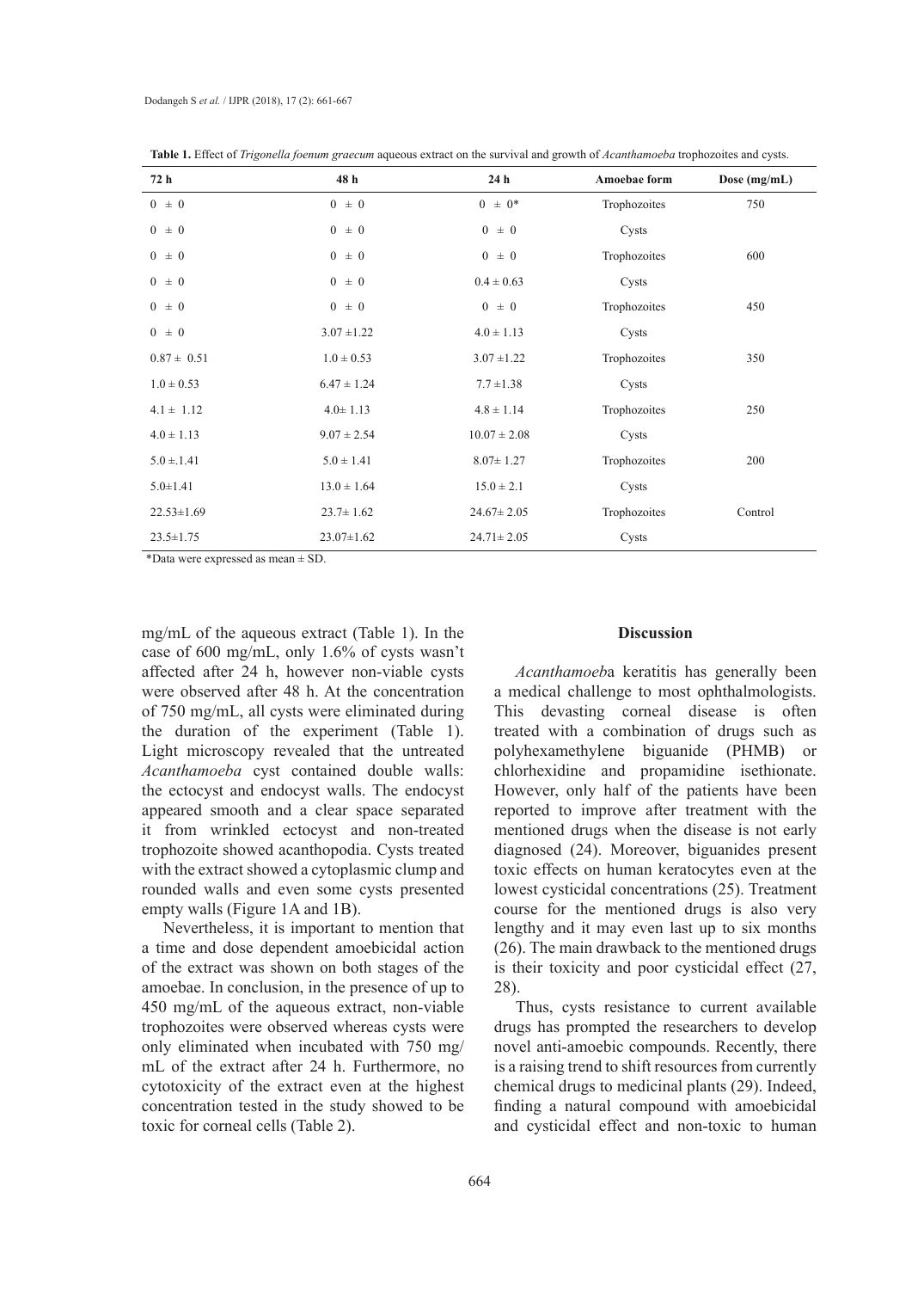**Table 1.** Effect of *Trigonella foenum graecum* aqueous extract on the survival and growth of *Acanthamoeba* trophozoites and cysts.

| 72 h | 48 h | 24 h | Amoebae form | Dose (mg/mL) |
|---|---|---|---|---|
| 0 ± 0 | 0 ± 0 | 0 ± 0* | Trophozoites | 750 |
| 0 ± 0 | 0 ± 0 | 0 ± 0 | Cysts | |
| 0 ± 0 | 0 ± 0 | 0 ± 0 | Trophozoites | 600 |
| 0 ± 0 | 0 ± 0 | 0.4 ± 0.63 | Cysts | |
| 0 ± 0 | 0 ± 0 | 0 ± 0 | Trophozoites | 450 |
| 0 ± 0 | 3.07 ±1.22 | 4.0 ± 1.13 | Cysts | |
| 0.87 ± 0.51 | 1.0 ± 0.53 | 3.07 ±1.22 | Trophozoites | 350 |
| 1.0 ± 0.53 | 6.47 ± 1.24 | 7.7 ±1.38 | Cysts | |
| 4.1 ± 1.12 | 4.0± 1.13 | 4.8 ± 1.14 | Trophozoites | 250 |
| 4.0 ± 1.13 | 9.07 ± 2.54 | 10.07 ± 2.08 | Cysts | |
| 5.0 ±.1.41 | 5.0 ± 1.41 | 8.07± 1.27 | Trophozoites | 200 |
| 5.0±1.41 | 13.0 ± 1.64 | 15.0 ± 2.1 | Cysts | |
| 22.53±1.69 | 23.7± 1.62 | 24.67± 2.05 | Trophozoites | Control |
| 23.5±1.75 | 23.07±1.62 | 24.71± 2.05 | Cysts | |

*Data were expressed as mean ± SD.

mg/mL of the aqueous extract (Table 1). In the case of 600 mg/mL, only 1.6% of cysts wasn't affected after 24 h, however non-viable cysts were observed after 48 h. At the concentration of 750 mg/mL, all cysts were eliminated during the duration of the experiment (Table 1). Light microscopy revealed that the untreated *Acanthamoeba* cyst contained double walls: the ectocyst and endocyst walls. The endocyst appeared smooth and a clear space separated it from wrinkled ectocyst and non-treated trophozoite showed acanthopodia. Cysts treated with the extract showed a cytoplasmic clump and rounded walls and even some cysts presented empty walls (Figure 1A and 1B).

Nevertheless, it is important to mention that a time and dose dependent amoebicidal action of the extract was shown on both stages of the amoebae. In conclusion, in the presence of up to 450 mg/mL of the aqueous extract, non-viable trophozoites were observed whereas cysts were only eliminated when incubated with 750 mg/mL of the extract after 24 h. Furthermore, no cytotoxicity of the extract even at the highest concentration tested in the study showed to be toxic for corneal cells (Table 2).

## Discussion

*Acanthamoeb*a keratitis has generally been a medical challenge to most ophthalmologists. This devasting corneal disease is often treated with a combination of drugs such as polyhexamethylene biguanide (PHMB) or chlorhexidine and propamidine isethionate. However, only half of the patients have been reported to improve after treatment with the mentioned drugs when the disease is not early diagnosed (24). Moreover, biguanides present toxic effects on human keratocytes even at the lowest cysticidal concentrations (25). Treatment course for the mentioned drugs is also very lengthy and it may even last up to six months (26). The main drawback to the mentioned drugs is their toxicity and poor cysticidal effect (27, 28).

Thus, cysts resistance to current available drugs has prompted the researchers to develop novel anti-amoebic compounds. Recently, there is a raising trend to shift resources from currently chemical drugs to medicinal plants (29). Indeed, finding a natural compound with amoebicidal and cysticidal effect and non-toxic to human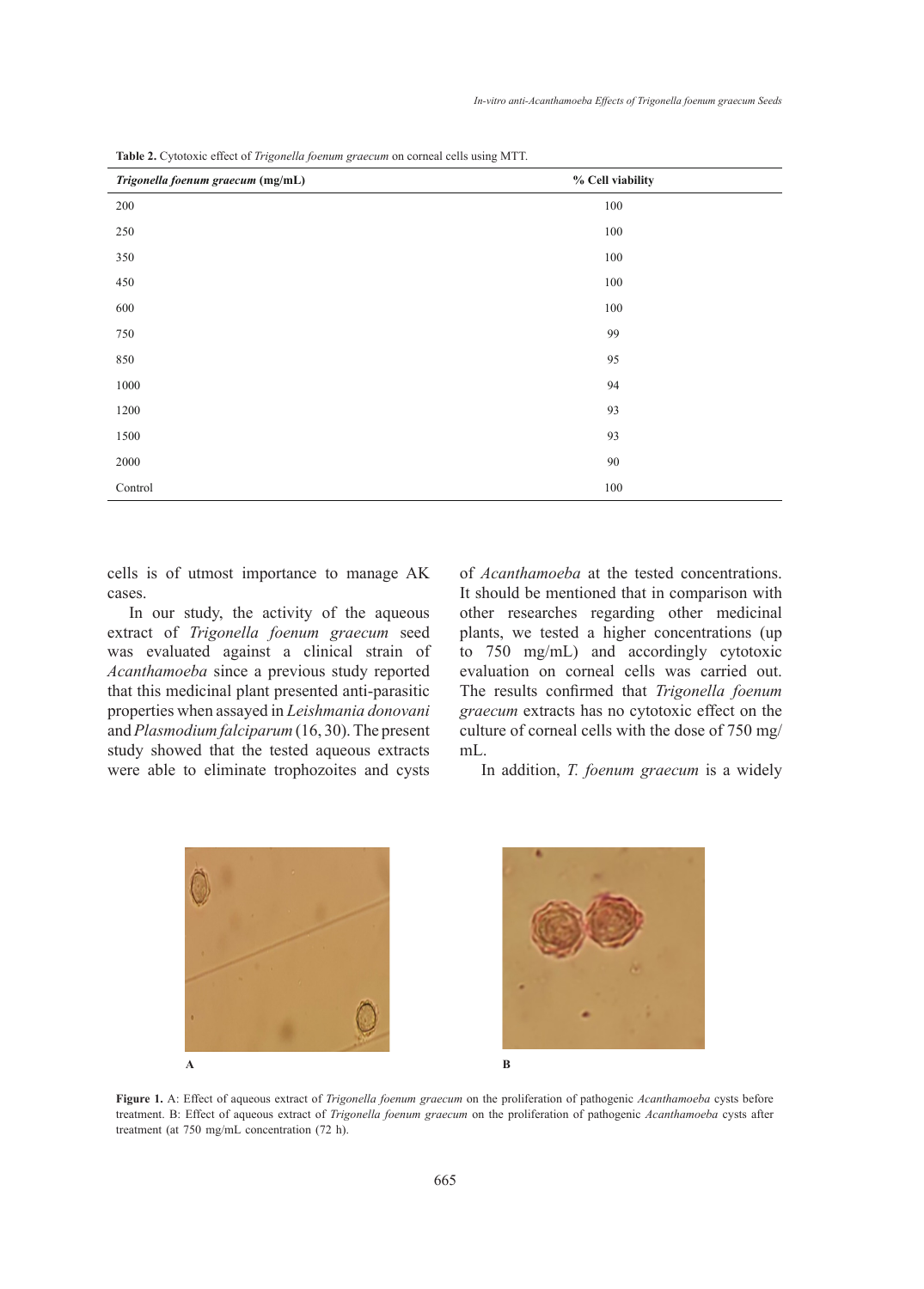**Table 2.** Cytotoxic effect of *Trigonella foenum graecum* on corneal cells using MTT.

| *Trigonella foenum graecum* (mg/mL) | % Cell viability |
|---|---|
| 200 | 100 |
| 250 | 100 |
| 350 | 100 |
| 450 | 100 |
| 600 | 100 |
| 750 | 99 |
| 850 | 95 |
| 1000 | 94 |
| 1200 | 93 |
| 1500 | 93 |
| 2000 | 90 |
| Control | 100 |

cells is of utmost importance to manage AK cases.

In our study, the activity of the aqueous extract of *Trigonella foenum graecum* seed was evaluated against a clinical strain of *Acanthamoeba* since a previous study reported that this medicinal plant presented anti-parasitic properties when assayed in *Leishmania donovani* and *Plasmodium falciparum* (16, 30). The present study showed that the tested aqueous extracts were able to eliminate trophozoites and cysts of *Acanthamoeba* at the tested concentrations. It should be mentioned that in comparison with other researches regarding other medicinal plants, we tested a higher concentrations (up to 750 mg/mL) and accordingly cytotoxic evaluation on corneal cells was carried out. The results confirmed that *Trigonella foenum graecum* extracts has no cytotoxic effect on the culture of corneal cells with the dose of 750 mg/mL.

In addition, *T. foenum graecum* is a widely

**Figure 1.** A: Effect of aqueous extract of *Trigonella foenum graecum* on the proliferation of pathogenic *Acanthamoeba* cysts before treatment. B: Effect of aqueous extract of *Trigonella foenum graecum* on the proliferation of pathogenic *Acanthamoeba* cysts after treatment (at 750 mg/mL concentration (72 h).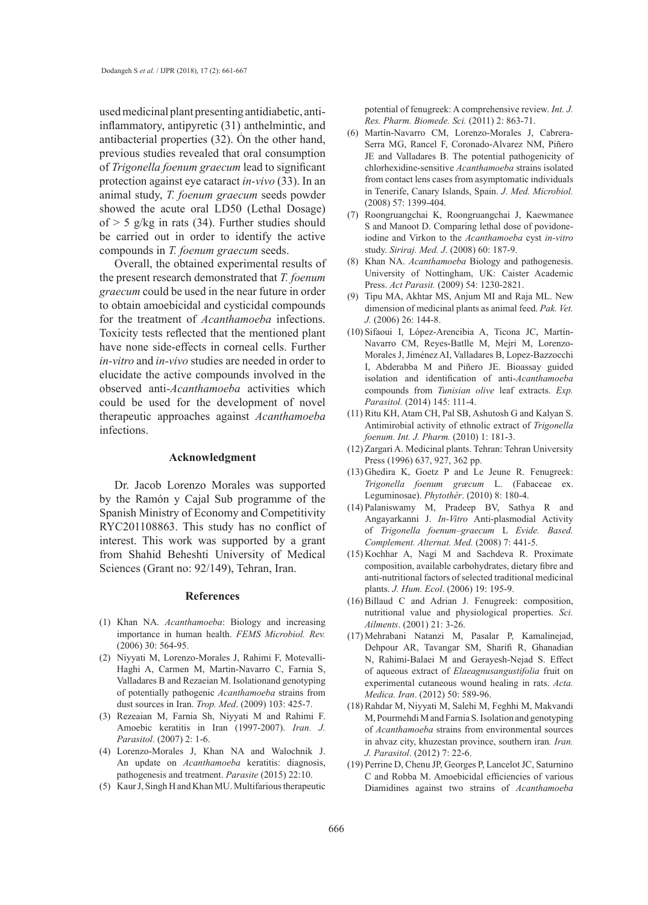used medicinal plant presenting antidiabetic, anti-inflammatory, antipyretic (31) anthelmintic, and antibacterial properties (32). On the other hand, previous studies revealed that oral consumption of *Trigonella foenum graecum* lead to significant protection against eye cataract *in-vivo* (33). In an animal study, *T. foenum graecum* seeds powder showed the acute oral LD50 (Lethal Dosage) of > 5 g/kg in rats (34). Further studies should be carried out in order to identify the active compounds in *T. foenum graecum* seeds.

Overall, the obtained experimental results of the present research demonstrated that *T. foenum graecum* could be used in the near future in order to obtain amoebicidal and cysticidal compounds for the treatment of *Acanthamoeba* infections. Toxicity tests reflected that the mentioned plant have none side-effects in corneal cells. Further *in-vitro* and *in-vivo* studies are needed in order to elucidate the active compounds involved in the observed anti-*Acanthamoeba* activities which could be used for the development of novel therapeutic approaches against *Acanthamoeba* infections.

## Acknowledgment

Dr. Jacob Lorenzo Morales was supported by the Ramón y Cajal Sub programme of the Spanish Ministry of Economy and Competitivity RYC201108863. This study has no conflict of interest. This work was supported by a grant from Shahid Beheshti University of Medical Sciences (Grant no: 92/149), Tehran, Iran.

## References

(1) Khan NA. *Acanthamoeba*: Biology and increasing importance in human health. *FEMS Microbiol. Rev.* (2006) 30: 564-95.
(2) Niyyati M, Lorenzo-Morales J, Rahimi F, Motevalli-Haghi A, Carmen M, Martin-Navarro C, Farnia S, Valladares B and Rezaeian M. Isolationand genotyping of potentially pathogenic *Acanthamoeba* strains from dust sources in Iran. *Trop. Med*. (2009) 103: 425-7.
(3) Rezeaian M, Farnia Sh, Niyyati M and Rahimi F. Amoebic keratitis in Iran (1997-2007). *Iran. J. Parasitol*. (2007) 2: 1-6.
(4) Lorenzo-Morales J, Khan NA and Walochnik J. An update on *Acanthamoeba* keratitis: diagnosis, pathogenesis and treatment. *Parasite* (2015) 22:10.
(5) Kaur J, Singh H and Khan MU. Multifarious therapeutic potential of fenugreek: A comprehensive review. *Int. J. Res. Pharm. Biomede. Sci.* (2011) 2: 863-71.
(6) Martín-Navarro CM, Lorenzo-Morales J, Cabrera-Serra MG, Rancel F, Coronado-Alvarez NM, Piñero JE and Valladares B. The potential pathogenicity of chlorhexidine-sensitive *Acanthamoeba* strains isolated from contact lens cases from asymptomatic individuals in Tenerife, Canary Islands, Spain. *J. Med. Microbiol.* (2008) 57: 1399-404.
(7) Roongruangchai K, Roongruangchai J, Kaewmanee S and Manoot D. Comparing lethal dose of povidone-iodine and Virkon to the *Acanthamoeba* cyst *in-vitro* study. *Siriraj. Med. J*. (2008) 60: 187-9.
(8) Khan NA. *Acanthamoeba* Biology and pathogenesis. University of Nottingham, UK: Caister Academic Press. *Act Parasit.* (2009) 54: 1230-2821.
(9) Tipu MA, Akhtar MS, Anjum MI and Raja ML. New dimension of medicinal plants as animal feed. *Pak. Vet. J.* (2006) 26: 144-8.
(10) Sifaoui I, López-Arencibia A, Ticona JC, Martín-Navarro CM, Reyes-Batlle M, Mejri M, Lorenzo-Morales J, Jiménez AI, Valladares B, Lopez-Bazzocchi I, Abderabba M and Piñero JE. Bioassay guided isolation and identification of anti-*Acanthamoeba* compounds from *Tunisian olive* leaf extracts. *Exp. Parasitol.* (2014) 145: 111-4.
(11) Ritu KH, Atam CH, Pal SB, Ashutosh G and Kalyan S. Antimirobial activity of ethnolic extract of *Trigonella foenum. Int. J. Pharm.* (2010) 1: 181-3.
(12) Zargari A. Medicinal plants. Tehran: Tehran University Press (1996) 637, 927, 362 pp.
(13) Ghedira K, Goetz P and Le Jeune R. Fenugreek: *Trigonella foenum græcum* L. (Fabaceae ex. Leguminosae). *Phytothér*. (2010) 8: 180-4.
(14) Palaniswamy M, Pradeep BV, Sathya R and Angayarkanni J. *In-Vitro* Anti-plasmodial Activity of *Trigonella foenum–graecum* L *Evide. Based. Complement. Alternat. Med.* (2008) 7: 441-5.
(15) Kochhar A, Nagi M and Sachdeva R. Proximate composition, available carbohydrates, dietary fibre and anti-nutritional factors of selected traditional medicinal plants. *J. Hum. Ecol*. (2006) 19: 195-9.
(16) Billaud C and Adrian J. Fenugreek: composition, nutritional value and physiological properties. *Sci. Ailments*. (2001) 21: 3-26.
(17) Mehrabani Natanzi M, Pasalar P, Kamalinejad, Dehpour AR, Tavangar SM, Sharifi R, Ghanadian N, Rahimi-Balaei M and Gerayesh-Nejad S. Effect of aqueous extract of *Elaeagnusangustifolia* fruit on experimental cutaneous wound healing in rats. *Acta. Medica. Iran*. (2012) 50: 589-96.
(18) Rahdar M, Niyyati M, Salehi M, Feghhi M, Makvandi M, Pourmehdi M and Farnia S. Isolation and genotyping of *Acanthamoeba* strains from environmental sources in ahvaz city, khuzestan province, southern iran*. Iran. J. Parasitol*. (2012) 7: 22-6.
(19) Perrine D, Chenu JP, Georges P, Lancelot JC, Saturnino C and Robba M. Amoebicidal efficiencies of various Diamidines against two strains of *Acanthamoeba*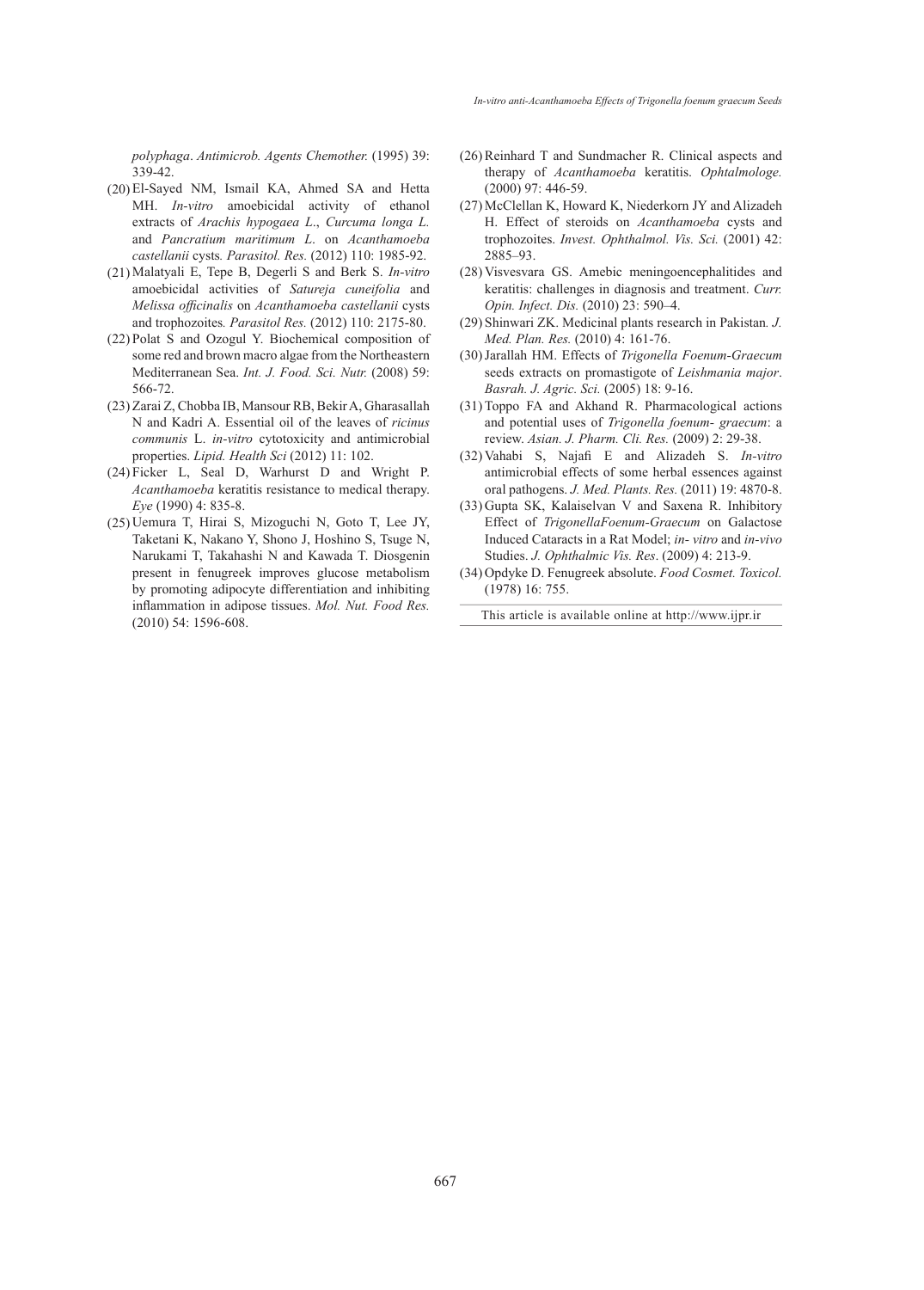*polyphaga*. *Antimicrob. Agents Chemother.* (1995) 39: 339-42.

(20) El-Sayed NM, Ismail KA, Ahmed SA and Hetta MH. *In-vitro* amoebicidal activity of ethanol extracts of *Arachis hypogaea L*., *Curcuma longa L.* and *Pancratium maritimum L*. on *Acanthamoeba castellanii* cysts*. Parasitol. Res.* (2012) 110: 1985-92.

(21) Malatyali E, Tepe B, Degerli S and Berk S. *In-vitro* amoebicidal activities of *Satureja cuneifolia* and *Melissa officinalis* on *Acanthamoeba castellanii* cysts and trophozoites*. Parasitol Res.* (2012) 110: 2175-80.

(22) Polat S and Ozogul Y. Biochemical composition of some red and brown macro algae from the Northeastern Mediterranean Sea. *Int. J. Food. Sci. Nutr.* (2008) 59: 566-72.

(23) Zarai Z, Chobba IB, Mansour RB, Bekir A, Gharasallah N and Kadri A. Essential oil of the leaves of *ricinus communis* L. *in-vitro* cytotoxicity and antimicrobial properties. *Lipid. Health Sci* (2012) 11: 102.

(24) Ficker L, Seal D, Warhurst D and Wright P. *Acanthamoeba* keratitis resistance to medical therapy. *Eye* (1990) 4: 835-8.

(25) Uemura T, Hirai S, Mizoguchi N, Goto T, Lee JY, Taketani K, Nakano Y, Shono J, Hoshino S, Tsuge N, Narukami T, Takahashi N and Kawada T. Diosgenin present in fenugreek improves glucose metabolism by promoting adipocyte differentiation and inhibiting inflammation in adipose tissues. *Mol. Nut. Food Res.* (2010) 54: 1596-608.

(26) Reinhard T and Sundmacher R. Clinical aspects and therapy of *Acanthamoeba* keratitis. *Ophtalmologe.* (2000) 97: 446-59.

(27) McClellan K, Howard K, Niederkorn JY and Alizadeh H. Effect of steroids on *Acanthamoeba* cysts and trophozoites. *Invest. Ophthalmol. Vis. Sci.* (2001) 42: 2885–93.

(28) Visvesvara GS. Amebic meningoencephalitides and keratitis: challenges in diagnosis and treatment. *Curr. Opin. Infect. Dis.* (2010) 23: 590–4.

(29) Shinwari ZK. Medicinal plants research in Pakistan*. J. Med. Plan. Res.* (2010) 4: 161-76.

(30) Jarallah HM. Effects of *Trigonella Foenum-Graecum* seeds extracts on promastigote of *Leishmania major*. *Basrah. J. Agric. Sci.* (2005) 18: 9-16.

(31) Toppo FA and Akhand R. Pharmacological actions and potential uses of *Trigonella foenum- graecum*: a review. *Asian. J. Pharm. Cli. Res.* (2009) 2: 29-38.

(32) Vahabi S, Najafi E and Alizadeh S. *In-vitro* antimicrobial effects of some herbal essences against oral pathogens. *J. Med. Plants. Res.* (2011) 19: 4870-8.

(33) Gupta SK, Kalaiselvan V and Saxena R. Inhibitory Effect of *TrigonellaFoenum-Graecum* on Galactose Induced Cataracts in a Rat Model; *in- vitro* and *in-vivo* Studies. *J. Ophthalmic Vis. Res*. (2009) 4: 213-9.

(34) Opdyke D. Fenugreek absolute. *Food Cosmet. Toxicol.* (1978) 16: 755.

This article is available online at http://www.ijpr.ir